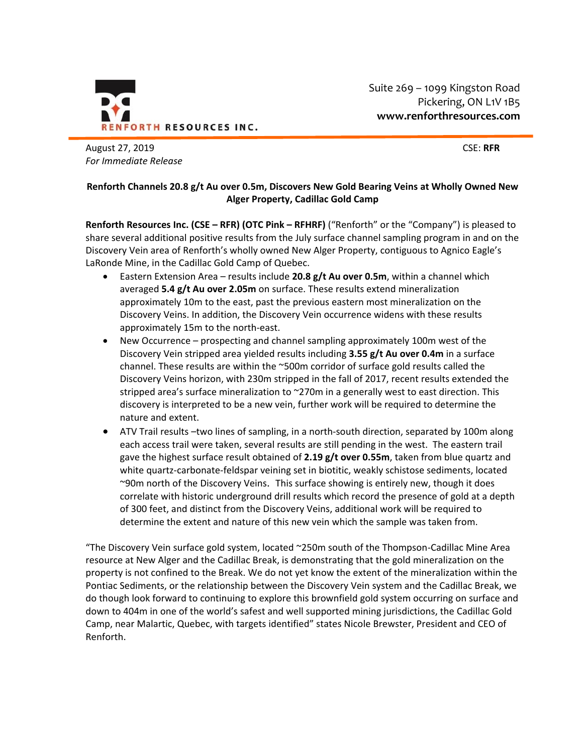RENFORTH RESOURCES INC.

Suite 269 – 1099 Kingston Road
Pickering, ON L1V 1B5
**www.renforthresources.com**

August 27, 2019
*For Immediate Release*

CSE: **RFR**

**Renforth Channels 20.8 g/t Au over 0.5m, Discovers New Gold Bearing Veins at Wholly Owned New Alger Property, Cadillac Gold Camp**

**Renforth Resources Inc. (CSE – RFR) (OTC Pink – RFHRF)** ("Renforth" or the "Company") is pleased to share several additional positive results from the July surface channel sampling program in and on the Discovery Vein area of Renforth's wholly owned New Alger Property, contiguous to Agnico Eagle's LaRonde Mine, in the Cadillac Gold Camp of Quebec.

- Eastern Extension Area – results include **20.8 g/t Au over 0.5m**, within a channel which averaged **5.4 g/t Au over 2.05m** on surface. These results extend mineralization approximately 10m to the east, past the previous eastern most mineralization on the Discovery Veins. In addition, the Discovery Vein occurrence widens with these results approximately 15m to the north-east.
- New Occurrence – prospecting and channel sampling approximately 100m west of the Discovery Vein stripped area yielded results including **3.55 g/t Au over 0.4m** in a surface channel. These results are within the ~500m corridor of surface gold results called the Discovery Veins horizon, with 230m stripped in the fall of 2017, recent results extended the stripped area's surface mineralization to ~270m in a generally west to east direction. This discovery is interpreted to be a new vein, further work will be required to determine the nature and extent.
- ATV Trail results –two lines of sampling, in a north-south direction, separated by 100m along each access trail were taken, several results are still pending in the west. The eastern trail gave the highest surface result obtained of **2.19 g/t over 0.55m**, taken from blue quartz and white quartz-carbonate-feldspar veining set in biotitic, weakly schistose sediments, located ~90m north of the Discovery Veins. This surface showing is entirely new, though it does correlate with historic underground drill results which record the presence of gold at a depth of 300 feet, and distinct from the Discovery Veins, additional work will be required to determine the extent and nature of this new vein which the sample was taken from.

"The Discovery Vein surface gold system, located ~250m south of the Thompson-Cadillac Mine Area resource at New Alger and the Cadillac Break, is demonstrating that the gold mineralization on the property is not confined to the Break. We do not yet know the extent of the mineralization within the Pontiac Sediments, or the relationship between the Discovery Vein system and the Cadillac Break, we do though look forward to continuing to explore this brownfield gold system occurring on surface and down to 404m in one of the world's safest and well supported mining jurisdictions, the Cadillac Gold Camp, near Malartic, Quebec, with targets identified" states Nicole Brewster, President and CEO of Renforth.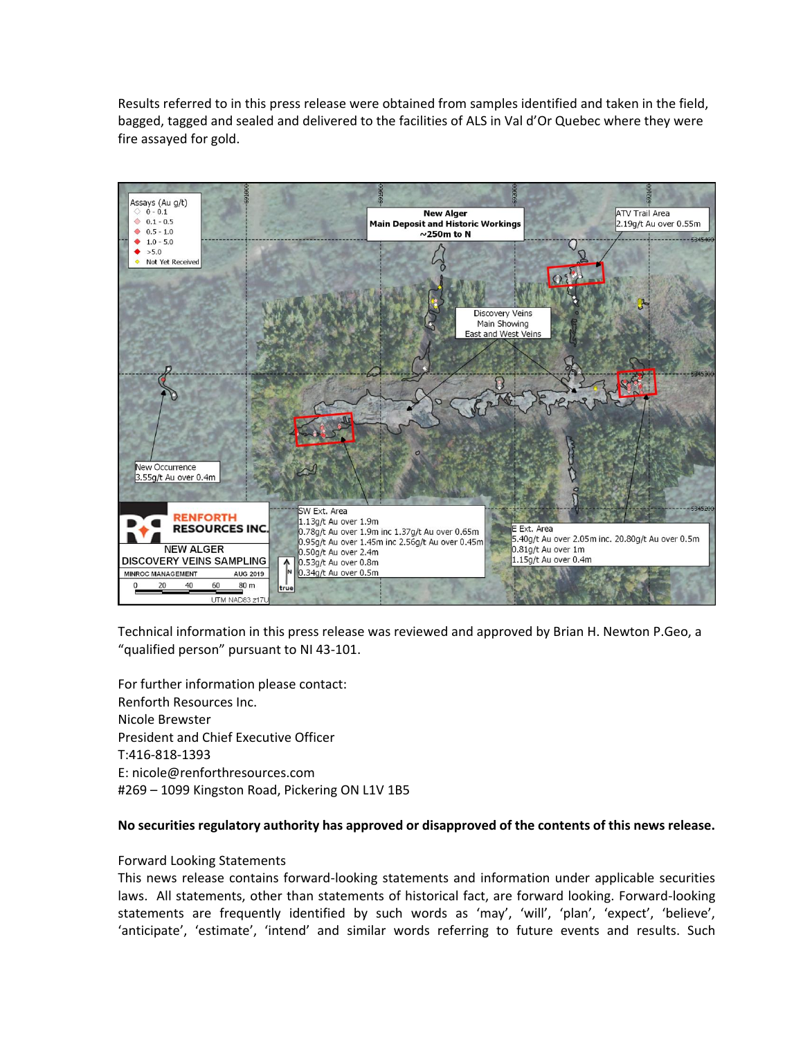Results referred to in this press release were obtained from samples identified and taken in the field, bagged, tagged and sealed and delivered to the facilities of ALS in Val d'Or Quebec where they were fire assayed for gold.

Technical information in this press release was reviewed and approved by Brian H. Newton P.Geo, a "qualified person" pursuant to NI 43-101.

For further information please contact:
Renforth Resources Inc.
Nicole Brewster
President and Chief Executive Officer
T:416-818-1393
E: nicole@renforthresources.com
#269 – 1099 Kingston Road, Pickering ON L1V 1B5

**No securities regulatory authority has approved or disapproved of the contents of this news release.**

Forward Looking Statements

This news release contains forward-looking statements and information under applicable securities laws. All statements, other than statements of historical fact, are forward looking. Forward-looking statements are frequently identified by such words as 'may', 'will', 'plan', 'expect', 'believe', 'anticipate', 'estimate', 'intend' and similar words referring to future events and results. Such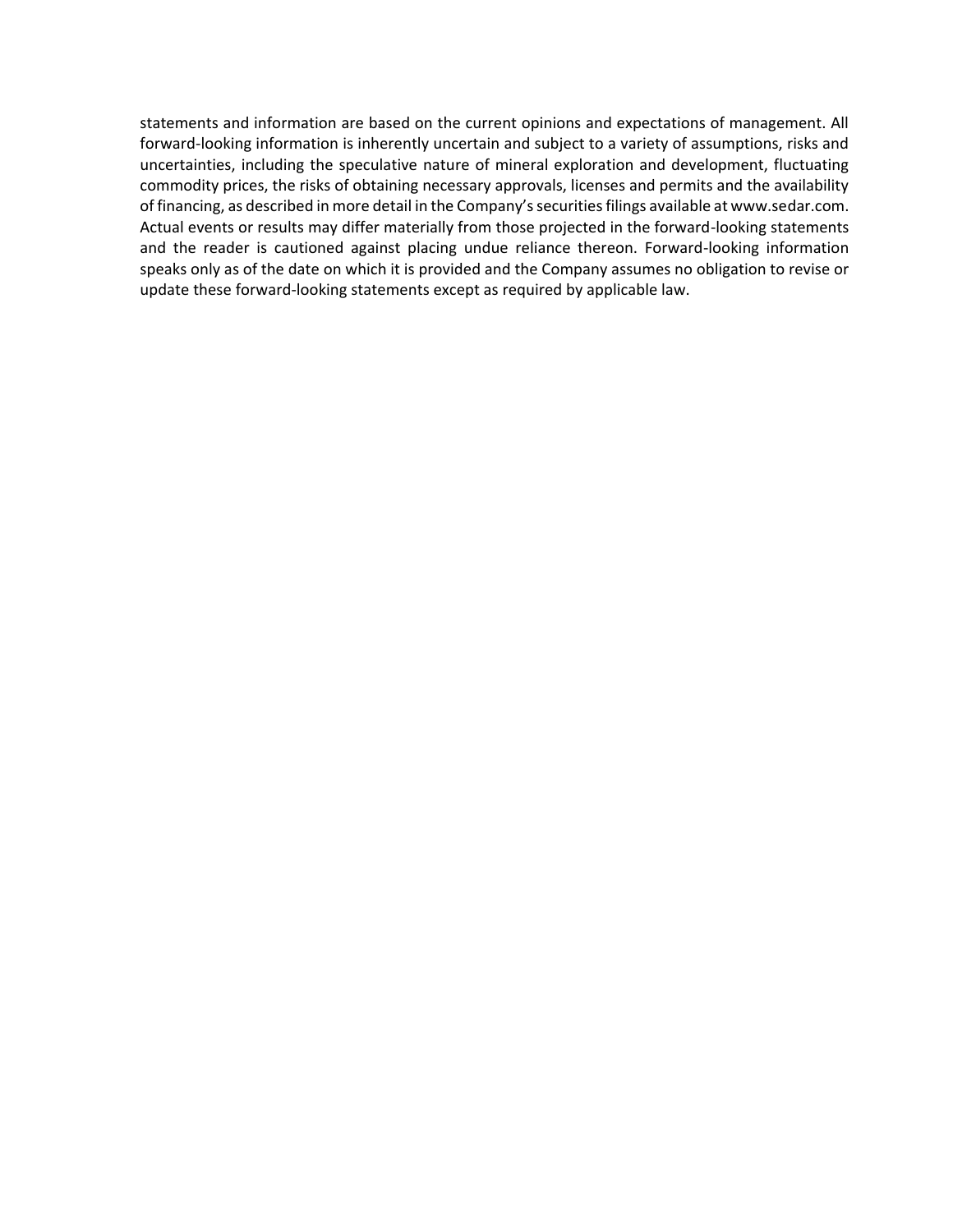statements and information are based on the current opinions and expectations of management. All forward-looking information is inherently uncertain and subject to a variety of assumptions, risks and uncertainties, including the speculative nature of mineral exploration and development, fluctuating commodity prices, the risks of obtaining necessary approvals, licenses and permits and the availability of financing, as described in more detail in the Company's securities filings available at www.sedar.com. Actual events or results may differ materially from those projected in the forward-looking statements and the reader is cautioned against placing undue reliance thereon. Forward-looking information speaks only as of the date on which it is provided and the Company assumes no obligation to revise or update these forward-looking statements except as required by applicable law.